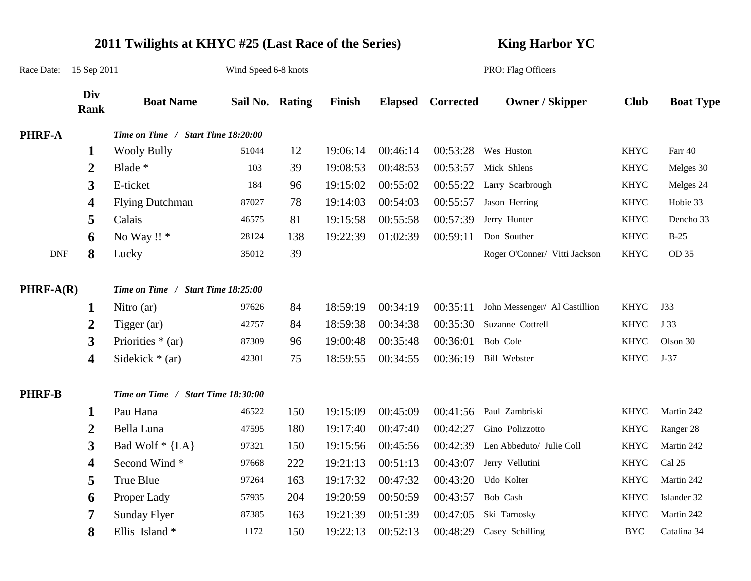# 2011 Twilights at KHYC #25 (Last Race of the Series)

## King Harbor YC

Race Date: 15 Sep 2011 | Wind Speed 6-8 knots | PRO: Flag Officers

| | Div Rank | Boat Name | Sail No. | Rating | Finish | Elapsed | Corrected | Owner / Skipper | Club | Boat Type |
|---|---|---|---|---|---|---|---|---|---|---|
| **PHRF-A** | | ***Time on Time / Start Time 18:20:00*** | | | | | | | | |
| | **1** | Wooly Bully | 51044 | 12 | 19:06:14 | 00:46:14 | 00:53:28 | Wes Huston | KHYC | Farr 40 |
| | **2** | Blade * | 103 | 39 | 19:08:53 | 00:48:53 | 00:53:57 | Mick Shlens | KHYC | Melges 30 |
| | **3** | E-ticket | 184 | 96 | 19:15:02 | 00:55:02 | 00:55:22 | Larry Scarbrough | KHYC | Melges 24 |
| | **4** | Flying Dutchman | 87027 | 78 | 19:14:03 | 00:54:03 | 00:55:57 | Jason Herring | KHYC | Hobie 33 |
| | **5** | Calais | 46575 | 81 | 19:15:58 | 00:55:58 | 00:57:39 | Jerry Hunter | KHYC | Dencho 33 |
| | **6** | No Way !! * | 28124 | 138 | 19:22:39 | 01:02:39 | 00:59:11 | Don Souther | KHYC | B-25 |
| DNF | **8** | Lucky | 35012 | 39 | | | | Roger O'Conner/ Vitti Jackson | KHYC | OD 35 |
| **PHRF-A(R)** | | ***Time on Time / Start Time 18:25:00*** | | | | | | | | |
| | **1** | Nitro (ar) | 97626 | 84 | 18:59:19 | 00:34:19 | 00:35:11 | John Messenger/ Al Castillion | KHYC | J33 |
| | **2** | Tigger (ar) | 42757 | 84 | 18:59:38 | 00:34:38 | 00:35:30 | Suzanne Cottrell | KHYC | J 33 |
| | **3** | Priorities * (ar) | 87309 | 96 | 19:00:48 | 00:35:48 | 00:36:01 | Bob Cole | KHYC | Olson 30 |
| | **4** | Sidekick * (ar) | 42301 | 75 | 18:59:55 | 00:34:55 | 00:36:19 | Bill Webster | KHYC | J-37 |
| **PHRF-B** | | ***Time on Time / Start Time 18:30:00*** | | | | | | | | |
| | **1** | Pau Hana | 46522 | 150 | 19:15:09 | 00:45:09 | 00:41:56 | Paul Zambriski | KHYC | Martin 242 |
| | **2** | Bella Luna | 47595 | 180 | 19:17:40 | 00:47:40 | 00:42:27 | Gino Polizzotto | KHYC | Ranger 28 |
| | **3** | Bad Wolf * {LA} | 97321 | 150 | 19:15:56 | 00:45:56 | 00:42:39 | Len Abbeduto/ Julie Coll | KHYC | Martin 242 |
| | **4** | Second Wind * | 97668 | 222 | 19:21:13 | 00:51:13 | 00:43:07 | Jerry Vellutini | KHYC | Cal 25 |
| | **5** | True Blue | 97264 | 163 | 19:17:32 | 00:47:32 | 00:43:20 | Udo Kolter | KHYC | Martin 242 |
| | **6** | Proper Lady | 57935 | 204 | 19:20:59 | 00:50:59 | 00:43:57 | Bob Cash | KHYC | Islander 32 |
| | **7** | Sunday Flyer | 87385 | 163 | 19:21:39 | 00:51:39 | 00:47:05 | Ski Tarnosky | KHYC | Martin 242 |
| | **8** | Ellis Island * | 1172 | 150 | 19:22:13 | 00:52:13 | 00:48:29 | Casey Schilling | BYC | Catalina 34 |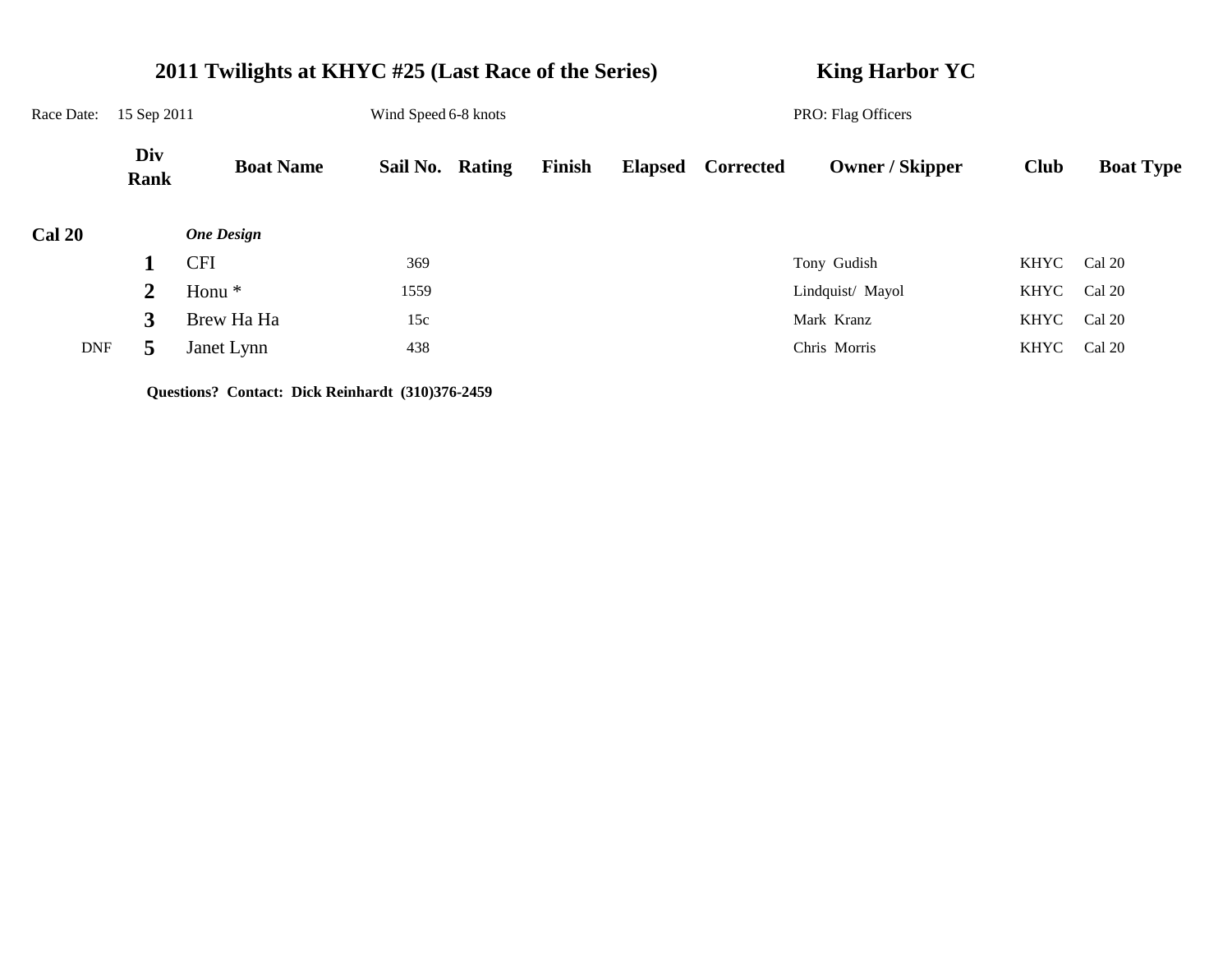## 2011 Twilights at KHYC #25 (Last Race of the Series) — King Harbor YC

Race Date: 15 Sep 2011 | Wind Speed 6-8 knots | PRO: Flag Officers

| | Div Rank | Boat Name | Sail No. | Rating | Finish | Elapsed | Corrected | Owner / Skipper | Club | Boat Type |
|---|---|---|---|---|---|---|---|---|---|---|
| **Cal 20** | | ***One Design*** | | | | | | | | |
| | **1** | CFI | 369 | | | | | Tony Gudish | KHYC | Cal 20 |
| | **2** | Honu * | 1559 | | | | | Lindquist/ Mayol | KHYC | Cal 20 |
| | **3** | Brew Ha Ha | 15c | | | | | Mark Kranz | KHYC | Cal 20 |
| DNF | **5** | Janet Lynn | 438 | | | | | Chris Morris | KHYC | Cal 20 |

**Questions? Contact: Dick Reinhardt (310)376-2459**